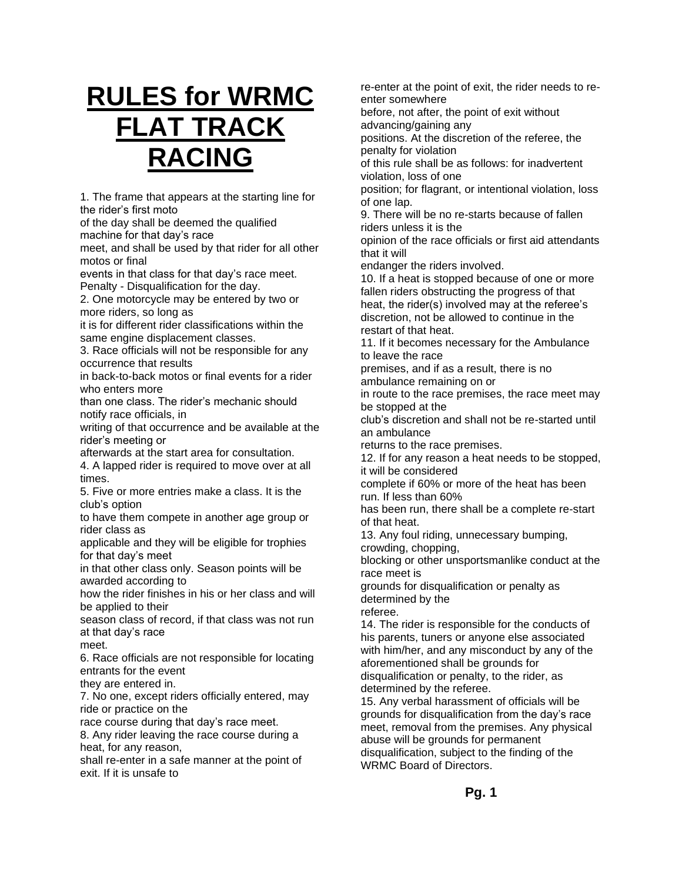# RULES for WRMC FLAT TRACK RACING

1. The frame that appears at the starting line for the rider's first moto of the day shall be deemed the qualified machine for that day's race meet, and shall be used by that rider for all other motos or final events in that class for that day's race meet. Penalty - Disqualification for the day.

2. One motorcycle may be entered by two or more riders, so long as it is for different rider classifications within the same engine displacement classes.

3. Race officials will not be responsible for any occurrence that results in back-to-back motos or final events for a rider who enters more than one class. The rider's mechanic should notify race officials, in writing of that occurrence and be available at the rider's meeting or afterwards at the start area for consultation.

4. A lapped rider is required to move over at all times.

5. Five or more entries make a class. It is the club's option to have them compete in another age group or rider class as applicable and they will be eligible for trophies for that day's meet in that other class only. Season points will be awarded according to how the rider finishes in his or her class and will be applied to their season class of record, if that class was not run at that day's race meet.

6. Race officials are not responsible for locating entrants for the event they are entered in.

7. No one, except riders officially entered, may ride or practice on the race course during that day's race meet.

8. Any rider leaving the race course during a heat, for any reason, shall re-enter in a safe manner at the point of exit. If it is unsafe to re-enter at the point of exit, the rider needs to re-enter somewhere before, not after, the point of exit without advancing/gaining any positions. At the discretion of the referee, the penalty for violation of this rule shall be as follows: for inadvertent violation, loss of one position; for flagrant, or intentional violation, loss of one lap.

9. There will be no re-starts because of fallen riders unless it is the opinion of the race officials or first aid attendants that it will endanger the riders involved.

10. If a heat is stopped because of one or more fallen riders obstructing the progress of that heat, the rider(s) involved may at the referee's discretion, not be allowed to continue in the restart of that heat.

11. If it becomes necessary for the Ambulance to leave the race premises, and if as a result, there is no ambulance remaining on or in route to the race premises, the race meet may be stopped at the club's discretion and shall not be re-started until an ambulance returns to the race premises.

12. If for any reason a heat needs to be stopped, it will be considered complete if 60% or more of the heat has been run. If less than 60% has been run, there shall be a complete re-start of that heat.

13. Any foul riding, unnecessary bumping, crowding, chopping, blocking or other unsportsmanlike conduct at the race meet is grounds for disqualification or penalty as determined by the referee.

14. The rider is responsible for the conducts of his parents, tuners or anyone else associated with him/her, and any misconduct by any of the aforementioned shall be grounds for disqualification or penalty, to the rider, as determined by the referee.

15. Any verbal harassment of officials will be grounds for disqualification from the day's race meet, removal from the premises. Any physical abuse will be grounds for permanent disqualification, subject to the finding of the WRMC Board of Directors.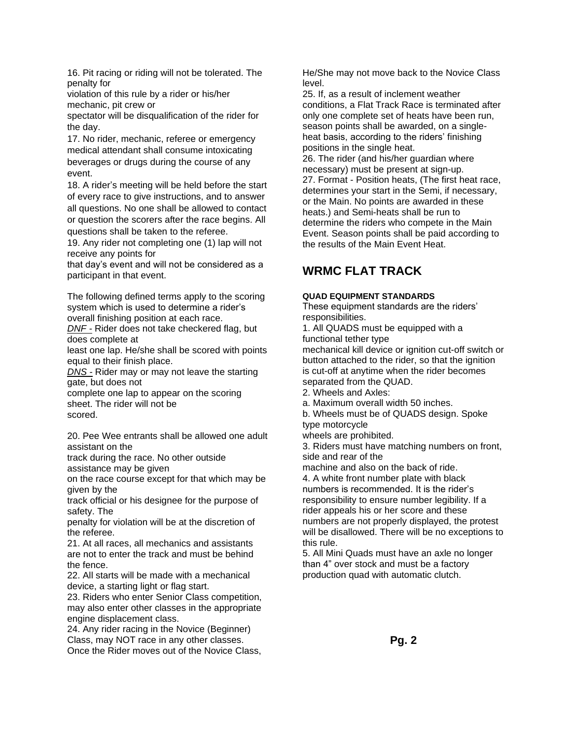16. Pit racing or riding will not be tolerated. The penalty for violation of this rule by a rider or his/her mechanic, pit crew or spectator will be disqualification of the rider for the day.

17. No rider, mechanic, referee or emergency medical attendant shall consume intoxicating beverages or drugs during the course of any event.

18. A rider's meeting will be held before the start of every race to give instructions, and to answer all questions. No one shall be allowed to contact or question the scorers after the race begins. All questions shall be taken to the referee.

19. Any rider not completing one (1) lap will not receive any points for that day's event and will not be considered as a participant in that event.

The following defined terms apply to the scoring system which is used to determine a rider's overall finishing position at each race.

***DNF*** - Rider does not take checkered flag, but does complete at least one lap. He/she shall be scored with points equal to their finish place.

***DNS*** - Rider may or may not leave the starting gate, but does not complete one lap to appear on the scoring sheet. The rider will not be scored.

20. Pee Wee entrants shall be allowed one adult assistant on the track during the race. No other outside assistance may be given on the race course except for that which may be given by the track official or his designee for the purpose of safety. The penalty for violation will be at the discretion of the referee.

21. At all races, all mechanics and assistants are not to enter the track and must be behind the fence.

22. All starts will be made with a mechanical device, a starting light or flag start.

23. Riders who enter Senior Class competition, may also enter other classes in the appropriate engine displacement class.

24. Any rider racing in the Novice (Beginner) Class, may NOT race in any other classes. Once the Rider moves out of the Novice Class, He/She may not move back to the Novice Class level.

25. If, as a result of inclement weather conditions, a Flat Track Race is terminated after only one complete set of heats have been run, season points shall be awarded, on a single-heat basis, according to the riders' finishing positions in the single heat.

26. The rider (and his/her guardian where necessary) must be present at sign-up.

27. Format - Position heats, (The first heat race, determines your start in the Semi, if necessary, or the Main. No points are awarded in these heats.) and Semi-heats shall be run to determine the riders who compete in the Main Event. Season points shall be paid according to the results of the Main Event Heat.

## WRMC FLAT TRACK

#### QUAD EQUIPMENT STANDARDS

These equipment standards are the riders' responsibilities.

1. All QUADS must be equipped with a functional tether type mechanical kill device or ignition cut-off switch or button attached to the rider, so that the ignition is cut-off at anytime when the rider becomes separated from the QUAD.

2. Wheels and Axles:

   a. Maximum overall width 50 inches.

   b. Wheels must be of QUADS design. Spoke type motorcycle wheels are prohibited.

3. Riders must have matching numbers on front, side and rear of the machine and also on the back of ride.

4. A white front number plate with black numbers is recommended. It is the rider's responsibility to ensure number legibility. If a rider appeals his or her score and these numbers are not properly displayed, the protest will be disallowed. There will be no exceptions to this rule.

5. All Mini Quads must have an axle no longer than 4" over stock and must be a factory production quad with automatic clutch.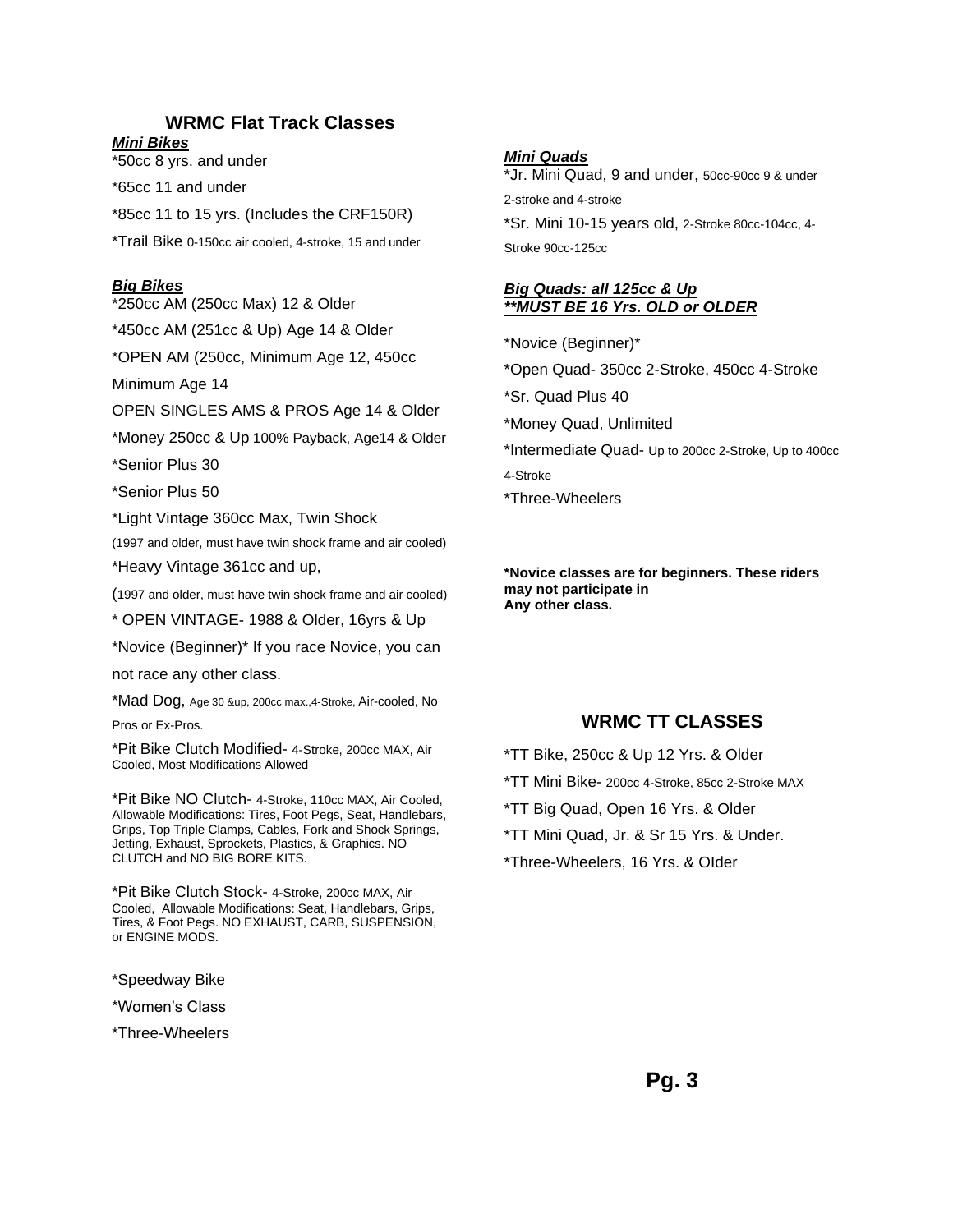## WRMC Flat Track Classes

***Mini Bikes***

*50cc 8 yrs. and under

*65cc 11 and under

*85cc 11 to 15 yrs. (Includes the CRF150R)

*Trail Bike 0-150cc air cooled, 4-stroke, 15 and under

***Big Bikes***

*250cc AM (250cc Max) 12 & Older

*450cc AM (251cc & Up) Age 14 & Older

*OPEN AM (250cc, Minimum Age 12, 450cc Minimum Age 14

OPEN SINGLES AMS & PROS Age 14 & Older

*Money 250cc & Up 100% Payback, Age14 & Older

*Senior Plus 30

*Senior Plus 50

*Light Vintage 360cc Max, Twin Shock
(1997 and older, must have twin shock frame and air cooled)

*Heavy Vintage 361cc and up,
(1997 and older, must have twin shock frame and air cooled)

* OPEN VINTAGE- 1988 & Older, 16yrs & Up

*Novice (Beginner)* If you race Novice, you can not race any other class.

*Mad Dog, Age 30 &up, 200cc max.,4-Stroke, Air-cooled, No Pros or Ex-Pros.

*Pit Bike Clutch Modified- 4-Stroke, 200cc MAX, Air Cooled, Most Modifications Allowed

*Pit Bike NO Clutch- 4-Stroke, 110cc MAX, Air Cooled, Allowable Modifications: Tires, Foot Pegs, Seat, Handlebars, Grips, Top Triple Clamps, Cables, Fork and Shock Springs, Jetting, Exhaust, Sprockets, Plastics, & Graphics. NO CLUTCH and NO BIG BORE KITS.

*Pit Bike Clutch Stock- 4-Stroke, 200cc MAX, Air Cooled, Allowable Modifications: Seat, Handlebars, Grips, Tires, & Foot Pegs. NO EXHAUST, CARB, SUSPENSION, or ENGINE MODS.

*Speedway Bike

*Women's Class

*Three-Wheelers

***Mini Quads***

*Jr. Mini Quad, 9 and under, 50cc-90cc 9 & under 2-stroke and 4-stroke

*Sr. Mini 10-15 years old, 2-Stroke 80cc-104cc, 4-Stroke 90cc-125cc

***Big Quads: all 125cc & Up***
***\*\*MUST BE 16 Yrs. OLD or OLDER***

*Novice (Beginner)*

*Open Quad- 350cc 2-Stroke, 450cc 4-Stroke

*Sr. Quad Plus 40

*Money Quad, Unlimited

*Intermediate Quad- Up to 200cc 2-Stroke, Up to 400cc 4-Stroke

*Three-Wheelers

**\*Novice classes are for beginners. These riders may not participate in Any other class.**

## WRMC TT CLASSES

*TT Bike, 250cc & Up 12 Yrs. & Older

*TT Mini Bike- 200cc 4-Stroke, 85cc 2-Stroke MAX

*TT Big Quad, Open 16 Yrs. & Older

*TT Mini Quad, Jr. & Sr 15 Yrs. & Under.

*Three-Wheelers, 16 Yrs. & OIder